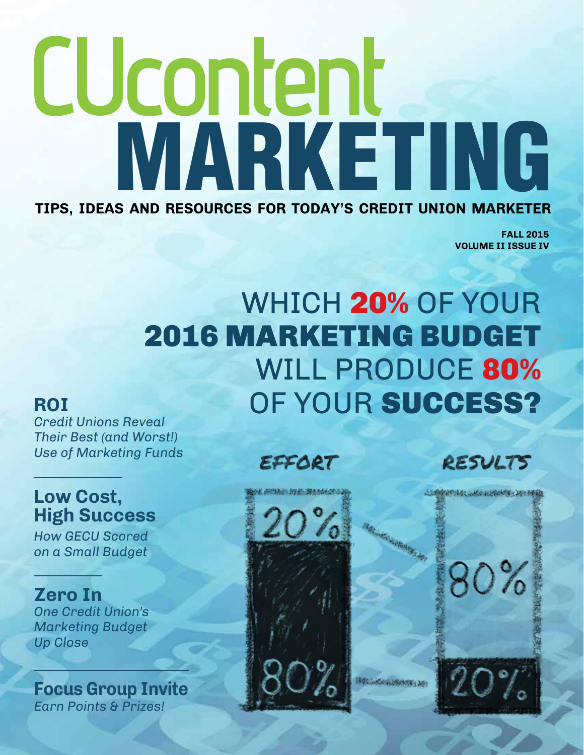# CUcontent MARKETING

**TIPS, IDEAS AND RESOURCES FOR TODAY'S CREDIT UNION MARKETER**

**FALL 2015**
**VOLUME II ISSUE IV**

## WHICH 20% OF YOUR 2016 MARKETING BUDGET WILL PRODUCE 80% OF YOUR SUCCESS?

EFFORT

20%

80%

RESULTS

80%

20%

### ROI

*Credit Unions Reveal Their Best (and Worst!) Use of Marketing Funds*

### Low Cost, High Success

*How GECU Scored on a Small Budget*

### Zero In

*One Credit Union's Marketing Budget Up Close*

### Focus Group Invite

*Earn Points & Prizes!*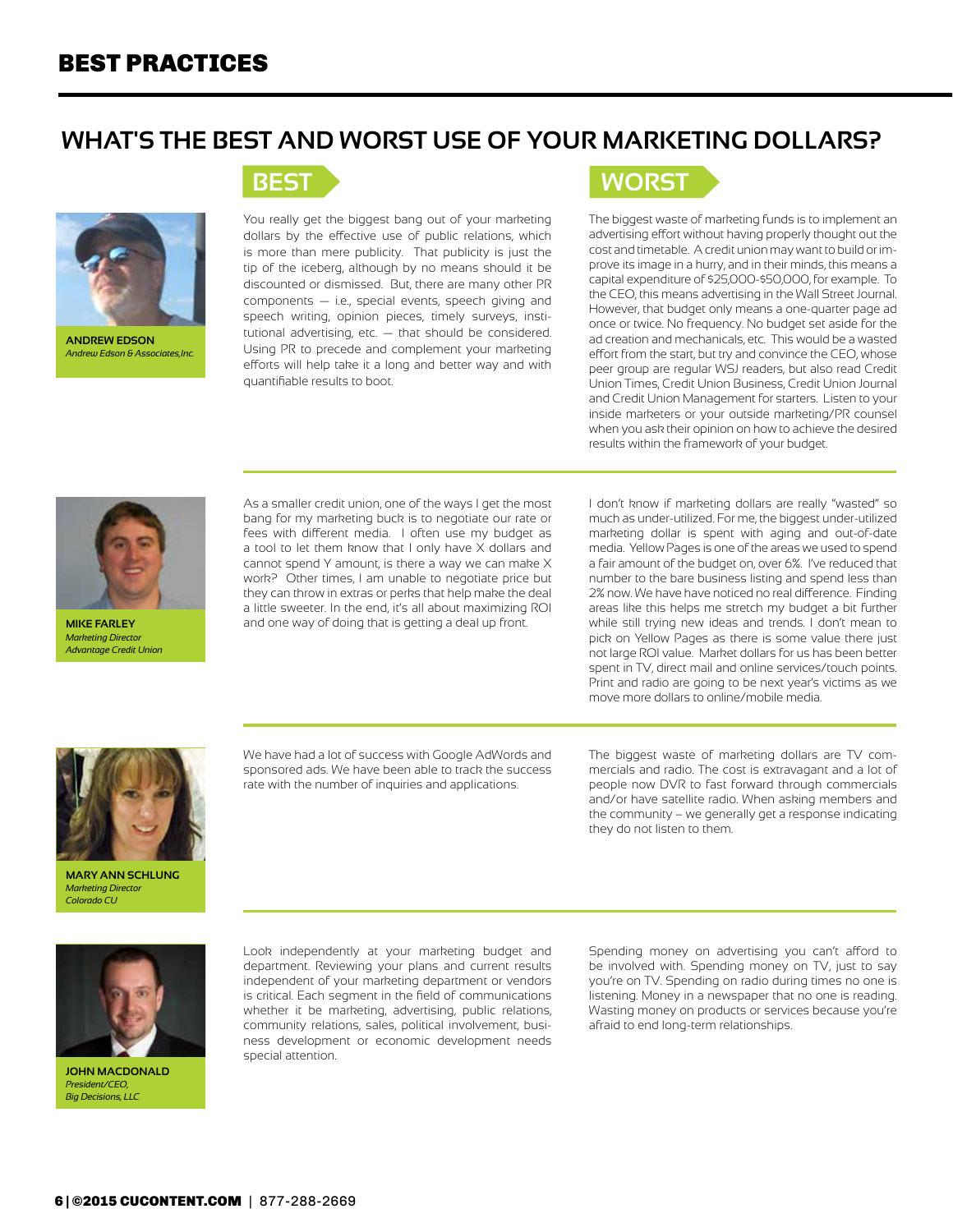# BEST PRACTICES

## WHAT'S THE BEST AND WORST USE OF YOUR MARKETING DOLLARS?

### ANDREW EDSON
*Andrew Edson & Associates,Inc.*

**BEST**

You really get the biggest bang out of your marketing dollars by the effective use of public relations, which is more than mere publicity. That publicity is just the tip of the iceberg, although by no means should it be discounted or dismissed. But, there are many other PR components — i.e., special events, speech giving and speech writing, opinion pieces, timely surveys, institutional advertising, etc. — that should be considered. Using PR to precede and complement your marketing efforts will help take it a long and better way and with quantifiable results to boot.

**WORST**

The biggest waste of marketing funds is to implement an advertising effort without having properly thought out the cost and timetable. A credit union may want to build or improve its image in a hurry, and in their minds, this means a capital expenditure of $25,000-$50,000, for example. To the CEO, this means advertising in the Wall Street Journal. However, that budget only means a one-quarter page ad once or twice. No frequency. No budget set aside for the ad creation and mechanicals, etc. This would be a wasted effort from the start, but try and convince the CEO, whose peer group are regular WSJ readers, but also read Credit Union Times, Credit Union Business, Credit Union Journal and Credit Union Management for starters. Listen to your inside marketers or your outside marketing/PR counsel when you ask their opinion on how to achieve the desired results within the framework of your budget.

### MIKE FARLEY
*Marketing Director*
*Advantage Credit Union*

**BEST**

As a smaller credit union, one of the ways I get the most bang for my marketing buck is to negotiate our rate or fees with different media. I often use my budget as a tool to let them know that I only have X dollars and cannot spend Y amount, is there a way we can make X work? Other times, I am unable to negotiate price but they can throw in extras or perks that help make the deal a little sweeter. In the end, it's all about maximizing ROI and one way of doing that is getting a deal up front.

**WORST**

I don't know if marketing dollars are really "wasted" so much as under-utilized. For me, the biggest under-utilized marketing dollar is spent with aging and out-of-date media. Yellow Pages is one of the areas we used to spend a fair amount of the budget on, over 6%. I've reduced that number to the bare business listing and spend less than 2% now. We have have noticed no real difference. Finding areas like this helps me stretch my budget a bit further while still trying new ideas and trends. I don't mean to pick on Yellow Pages as there is some value there just not large ROI value. Market dollars for us has been better spent in TV, direct mail and online services/touch points. Print and radio are going to be next year's victims as we move more dollars to online/mobile media.

### MARY ANN SCHLUNG
*Marketing Director*
*Colorado CU*

**BEST**

We have had a lot of success with Google AdWords and sponsored ads. We have been able to track the success rate with the number of inquiries and applications.

**WORST**

The biggest waste of marketing dollars are TV commercials and radio. The cost is extravagant and a lot of people now DVR to fast forward through commercials and/or have satellite radio. When asking members and the community – we generally get a response indicating they do not listen to them.

### JOHN MACDONALD
*President/CEO,*
*Big Decisions, LLC*

**BEST**

Look independently at your marketing budget and department. Reviewing your plans and current results independent of your marketing department or vendors is critical. Each segment in the field of communications whether it be marketing, advertising, public relations, community relations, sales, political involvement, business development or economic development needs special attention.

**WORST**

Spending money on advertising you can't afford to be involved with. Spending money on TV, just to say you're on TV. Spending on radio during times no one is listening. Money in a newspaper that no one is reading. Wasting money on products or services because you're afraid to end long-term relationships.